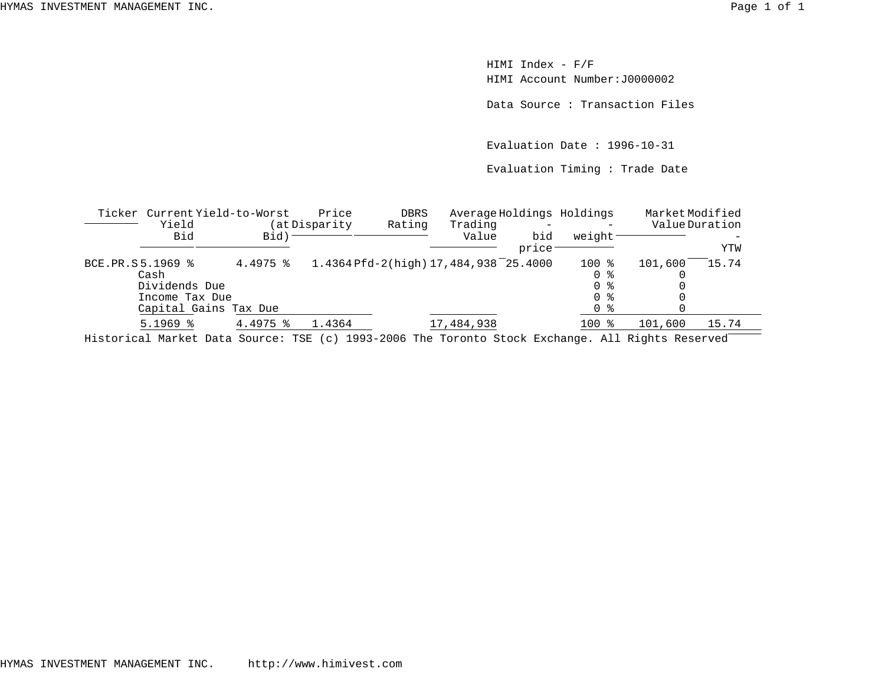HIMI Index - F/F
HIMI Account Number:J0000002

Data Source : Transaction Files

Evaluation Date : 1996-10-31

Evaluation Timing : Trade Date

| Ticker | Current Yield Bid | Yield-to-Worst (at Bid) | Price Disparity | DBRS Rating | Average Trading Value | Holdings - bid price | Holdings - weight | Market Value | Modified Duration - YTW |
|---|---|---|---|---|---|---|---|---|---|
| BCE.PR.S | 5.1969 % | 4.4975 % | 1.4364 | Pfd-2(high) | 17,484,938 | 25.4000 | 100 % | 101,600 | 15.74 |
| | Cash | | | | | | 0 % | 0 | |
| | Dividends Due | | | | | | 0 % | 0 | |
| | Income Tax Due | | | | | | 0 % | 0 | |
| | Capital Gains Tax Due | | | | | | 0 % | 0 | |
| | 5.1969 % | 4.4975 % | 1.4364 | | 17,484,938 | | 100 % | 101,600 | 15.74 |

Historical Market Data Source: TSE (c) 1993-2006 The Toronto Stock Exchange. All Rights Reserved

HYMAS INVESTMENT MANAGEMENT INC. http://www.himivest.com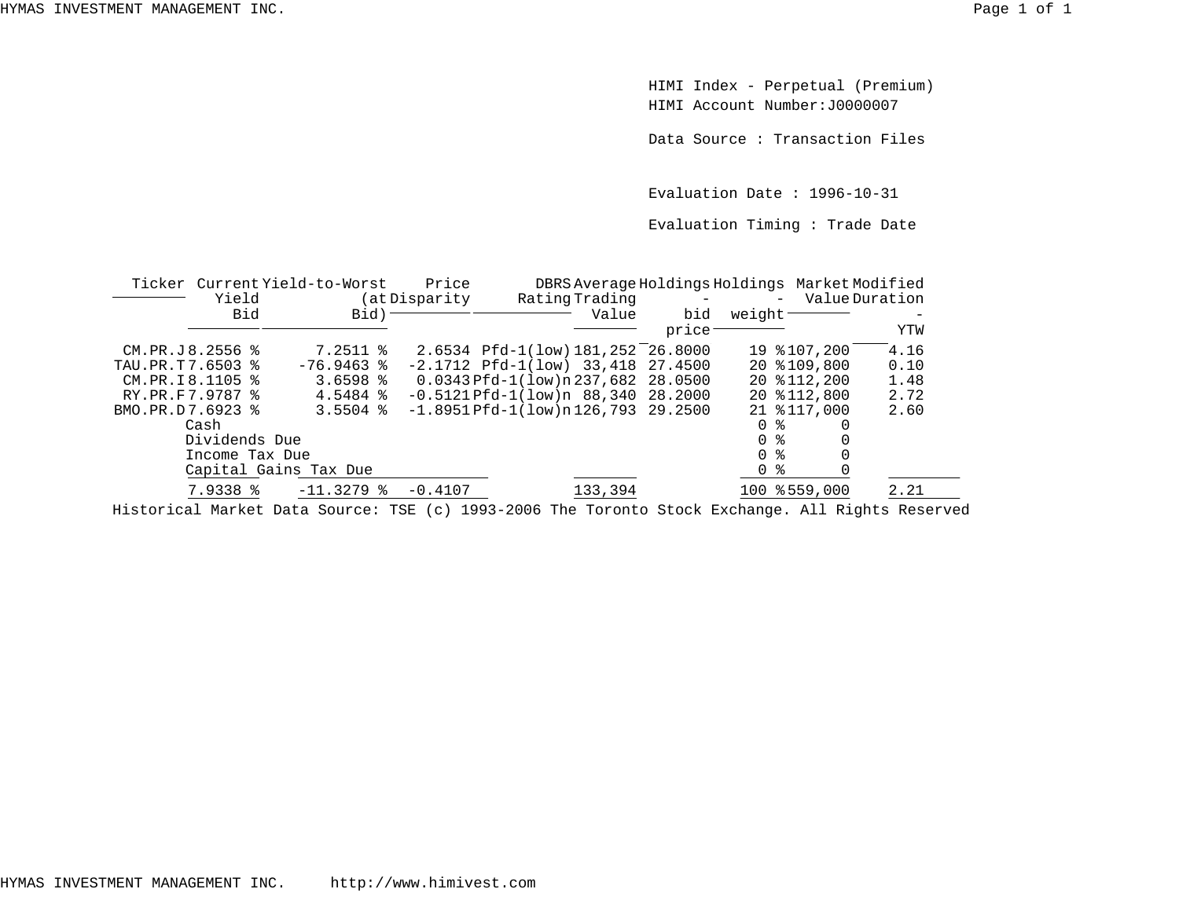HIMI Index - Perpetual (Premium)
HIMI Account Number:J0000007

Data Source : Transaction Files

Evaluation Date : 1996-10-31

Evaluation Timing : Trade Date

| Ticker | Current Yield Bid | Yield-to-Worst (at Bid) | Price Disparity | DBRS Rating | Average Trading Value | Holdings - bid price | Holdings - weight | Market Value | Modified Duration - YTW |
|---|---|---|---|---|---|---|---|---|---|
| CM.PR.J | 8.2556 % | 7.2511 % | 2.6534 | Pfd-1(low) | 181,252 | 26.8000 | 19 % | 107,200 | 4.16 |
| TAU.PR.T | 7.6503 % | -76.9463 % | -2.1712 | Pfd-1(low) | 33,418 | 27.4500 | 20 % | 109,800 | 0.10 |
| CM.PR.I | 8.1105 % | 3.6598 % | 0.0343 | Pfd-1(low)n | 237,682 | 28.0500 | 20 % | 112,200 | 1.48 |
| RY.PR.F | 7.9787 % | 4.5484 % | -0.5121 | Pfd-1(low)n | 88,340 | 28.2000 | 20 % | 112,800 | 2.72 |
| BMO.PR.D | 7.6923 % | 3.5504 % | -1.8951 | Pfd-1(low)n | 126,793 | 29.2500 | 21 % | 117,000 | 2.60 |
| | Cash | | | | | | 0 % | 0 | |
| | Dividends Due | | | | | | 0 % | 0 | |
| | Income Tax Due | | | | | | 0 % | 0 | |
| | Capital Gains Tax Due | | | | | | 0 % | 0 | |
| | 7.9338 % | -11.3279 % | -0.4107 | | 133,394 | | 100 % | 559,000 | 2.21 |

Historical Market Data Source: TSE (c) 1993-2006 The Toronto Stock Exchange. All Rights Reserved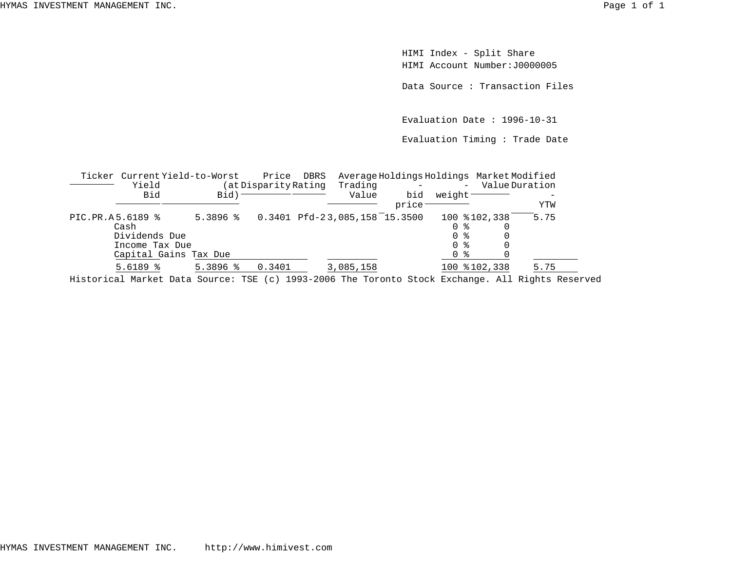HIMI Index - Split Share
HIMI Account Number:J0000005

Data Source : Transaction Files

Evaluation Date : 1996-10-31

Evaluation Timing : Trade Date

| Ticker | Current Yield Bid | Yield-to-Worst (at Bid) | Price Disparity | DBRS Rating | Average Trading Value | Holdings - bid price | Holdings - weight | Market Value | Modified Duration - YTW |
|---|---|---|---|---|---|---|---|---|---|
| PIC.PR.A | 5.6189 % | 5.3896 % | 0.3401 | Pfd-2 | 3,085,158 | 15.3500 | 100 % | 102,338 | 5.75 |
| | Cash | | | | | | 0 % | 0 | |
| | Dividends Due | | | | | | 0 % | 0 | |
| | Income Tax Due | | | | | | 0 % | 0 | |
| | Capital Gains Tax Due | | | | | | 0 % | 0 | |
| | 5.6189 % | 5.3896 % | 0.3401 | | 3,085,158 | | 100 % | 102,338 | 5.75 |

Historical Market Data Source: TSE (c) 1993-2006 The Toronto Stock Exchange. All Rights Reserved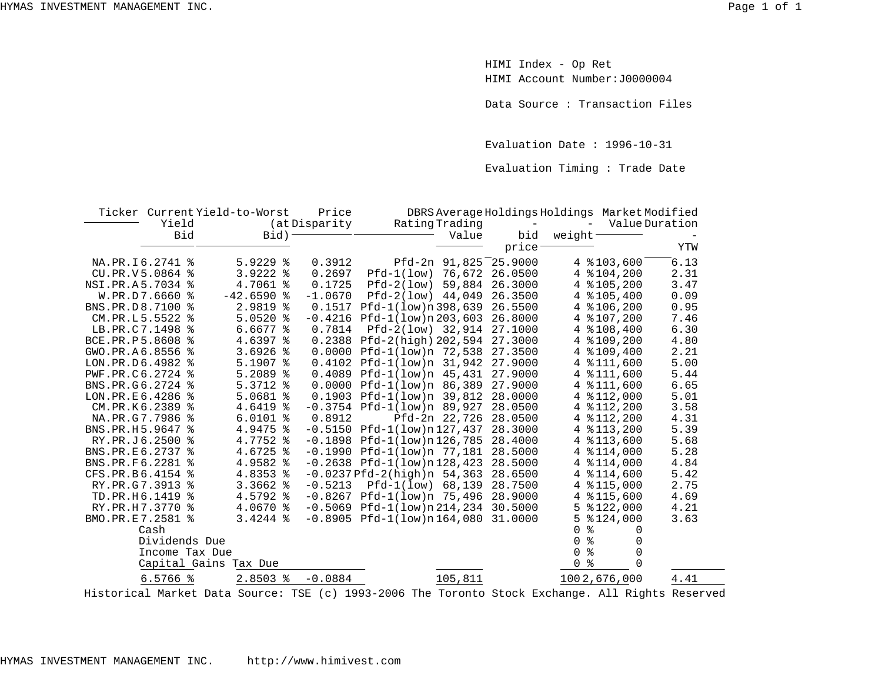HIMI Index - Op Ret
HIMI Account Number:J0000004

Data Source : Transaction Files

Evaluation Date : 1996-10-31

Evaluation Timing : Trade Date

| Ticker | Current Yield Bid | Yield-to-Worst (at Bid) | Price Disparity | DBRS Rating | Average Trading Value | Holdings - bid price | Holdings - weight | Market Value | Modified Duration - YTW |
|---|---|---|---|---|---|---|---|---|---|
| NA.PR.I | 6.2741 % | 5.9229 % | 0.3912 | Pfd-2n | 91,825 | 25.9000 | 4 % | 103,600 | 6.13 |
| CU.PR.V | 5.0864 % | 3.9222 % | 0.2697 | Pfd-1(low) | 76,672 | 26.0500 | 4 % | 104,200 | 2.31 |
| NSI.PR.A | 5.7034 % | 4.7061 % | 0.1725 | Pfd-2(low) | 59,884 | 26.3000 | 4 % | 105,200 | 3.47 |
| W.PR.D | 7.6660 % | -42.6590 % | -1.0670 | Pfd-2(low) | 44,049 | 26.3500 | 4 % | 105,400 | 0.09 |
| BNS.PR.D | 8.7100 % | 2.9819 % | 0.1517 | Pfd-1(low)n | 398,639 | 26.5500 | 4 % | 106,200 | 0.95 |
| CM.PR.L | 5.5522 % | 5.0520 % | -0.4216 | Pfd-1(low)n | 203,603 | 26.8000 | 4 % | 107,200 | 7.46 |
| LB.PR.C | 7.1498 % | 6.6677 % | 0.7814 | Pfd-2(low) | 32,914 | 27.1000 | 4 % | 108,400 | 6.30 |
| BCE.PR.P | 5.8608 % | 4.6397 % | 0.2388 | Pfd-2(high) | 202,594 | 27.3000 | 4 % | 109,200 | 4.80 |
| GWO.PR.A | 6.8556 % | 3.6926 % | 0.0000 | Pfd-1(low)n | 72,538 | 27.3500 | 4 % | 109,400 | 2.21 |
| LON.PR.D | 6.4982 % | 5.1907 % | 0.4102 | Pfd-1(low)n | 31,942 | 27.9000 | 4 % | 111,600 | 5.00 |
| PWF.PR.C | 6.2724 % | 5.2089 % | 0.4089 | Pfd-1(low)n | 45,431 | 27.9000 | 4 % | 111,600 | 5.44 |
| BNS.PR.G | 6.2724 % | 5.3712 % | 0.0000 | Pfd-1(low)n | 86,389 | 27.9000 | 4 % | 111,600 | 6.65 |
| LON.PR.E | 6.4286 % | 5.0681 % | 0.1903 | Pfd-1(low)n | 39,812 | 28.0000 | 4 % | 112,000 | 5.01 |
| CM.PR.K | 6.2389 % | 4.6419 % | -0.3754 | Pfd-1(low)n | 89,927 | 28.0500 | 4 % | 112,200 | 3.58 |
| NA.PR.G | 7.7986 % | 6.0101 % | 0.8912 | Pfd-2n | 22,726 | 28.0500 | 4 % | 112,200 | 4.31 |
| BNS.PR.H | 5.9647 % | 4.9475 % | -0.5150 | Pfd-1(low)n | 127,437 | 28.3000 | 4 % | 113,200 | 5.39 |
| RY.PR.J | 6.2500 % | 4.7752 % | -0.1898 | Pfd-1(low)n | 126,785 | 28.4000 | 4 % | 113,600 | 5.68 |
| BNS.PR.E | 6.2737 % | 4.6725 % | -0.1990 | Pfd-1(low)n | 77,181 | 28.5000 | 4 % | 114,000 | 5.28 |
| BNS.PR.F | 6.2281 % | 4.9582 % | -0.2638 | Pfd-1(low)n | 128,423 | 28.5000 | 4 % | 114,000 | 4.84 |
| CFS.PR.B | 6.4154 % | 4.8353 % | -0.0237 | Pfd-2(high)n | 54,363 | 28.6500 | 4 % | 114,600 | 5.42 |
| RY.PR.G | 7.3913 % | 3.3662 % | -0.5213 | Pfd-1(low) | 68,139 | 28.7500 | 4 % | 115,000 | 2.75 |
| TD.PR.H | 6.1419 % | 4.5792 % | -0.8267 | Pfd-1(low)n | 75,496 | 28.9000 | 4 % | 115,600 | 4.69 |
| RY.PR.H | 7.3770 % | 4.0670 % | -0.5069 | Pfd-1(low)n | 214,234 | 30.5000 | 5 % | 122,000 | 4.21 |
| BMO.PR.E | 7.2581 % | 3.4244 % | -0.8905 | Pfd-1(low)n | 164,080 | 31.0000 | 5 % | 124,000 | 3.63 |
| | Cash | | | | | | 0 % | 0 | |
| | Dividends Due | | | | | | 0 % | 0 | |
| | Income Tax Due | | | | | | 0 % | 0 | |
| | Capital Gains Tax Due | | | | | | 0 % | 0 | |
| | 6.5766 % | 2.8503 % | -0.0884 | | 105,811 | | 100 | 2,676,000 | 4.41 |

Historical Market Data Source: TSE (c) 1993-2006 The Toronto Stock Exchange. All Rights Reserved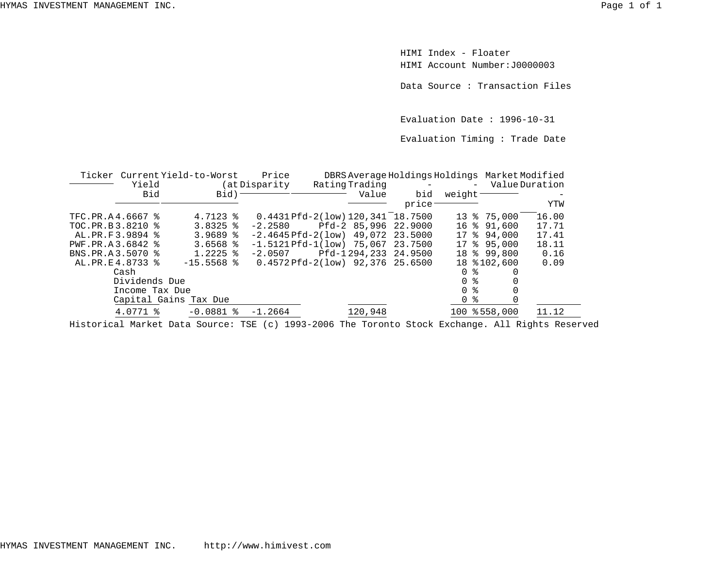HIMI Index - Floater
HIMI Account Number:J0000003

Data Source : Transaction Files

Evaluation Date : 1996-10-31

Evaluation Timing : Trade Date

| Ticker | Current Yield Bid | Yield-to-Worst (at Bid) | Price Disparity | DBRS Rating | Average Trading Value | Holdings - bid price | Holdings - weight | Market Value | Modified Duration - YTW |
|---|---|---|---|---|---|---|---|---|---|
| TFC.PR.A | 4.6667 % | 4.7123 % | 0.4431 | Pfd-2(low) | 120,341 | 18.7500 | 13 % | 75,000 | 16.00 |
| TOC.PR.B | 3.8210 % | 3.8325 % | -2.2580 | Pfd-2 | 85,996 | 22.9000 | 16 % | 91,600 | 17.71 |
| AL.PR.F | 3.9894 % | 3.9689 % | -2.4645 | Pfd-2(low) | 49,072 | 23.5000 | 17 % | 94,000 | 17.41 |
| PWF.PR.A | 3.6842 % | 3.6568 % | -1.5121 | Pfd-1(low) | 75,067 | 23.7500 | 17 % | 95,000 | 18.11 |
| BNS.PR.A | 3.5070 % | 1.2225 % | -2.0507 | Pfd-1 | 294,233 | 24.9500 | 18 % | 99,800 | 0.16 |
| AL.PR.E | 4.8733 % | -15.5568 % | 0.4572 | Pfd-2(low) | 92,376 | 25.6500 | 18 % | 102,600 | 0.09 |
| | Cash | | | | | | 0 % | 0 | |
| | Dividends Due | | | | | | 0 % | 0 | |
| | Income Tax Due | | | | | | 0 % | 0 | |
| | Capital Gains Tax Due | | | | | | 0 % | 0 | |
| | 4.0771 % | -0.0881 % | -1.2664 | | 120,948 | | 100 % | 558,000 | 11.12 |

Historical Market Data Source: TSE (c) 1993-2006 The Toronto Stock Exchange. All Rights Reserved